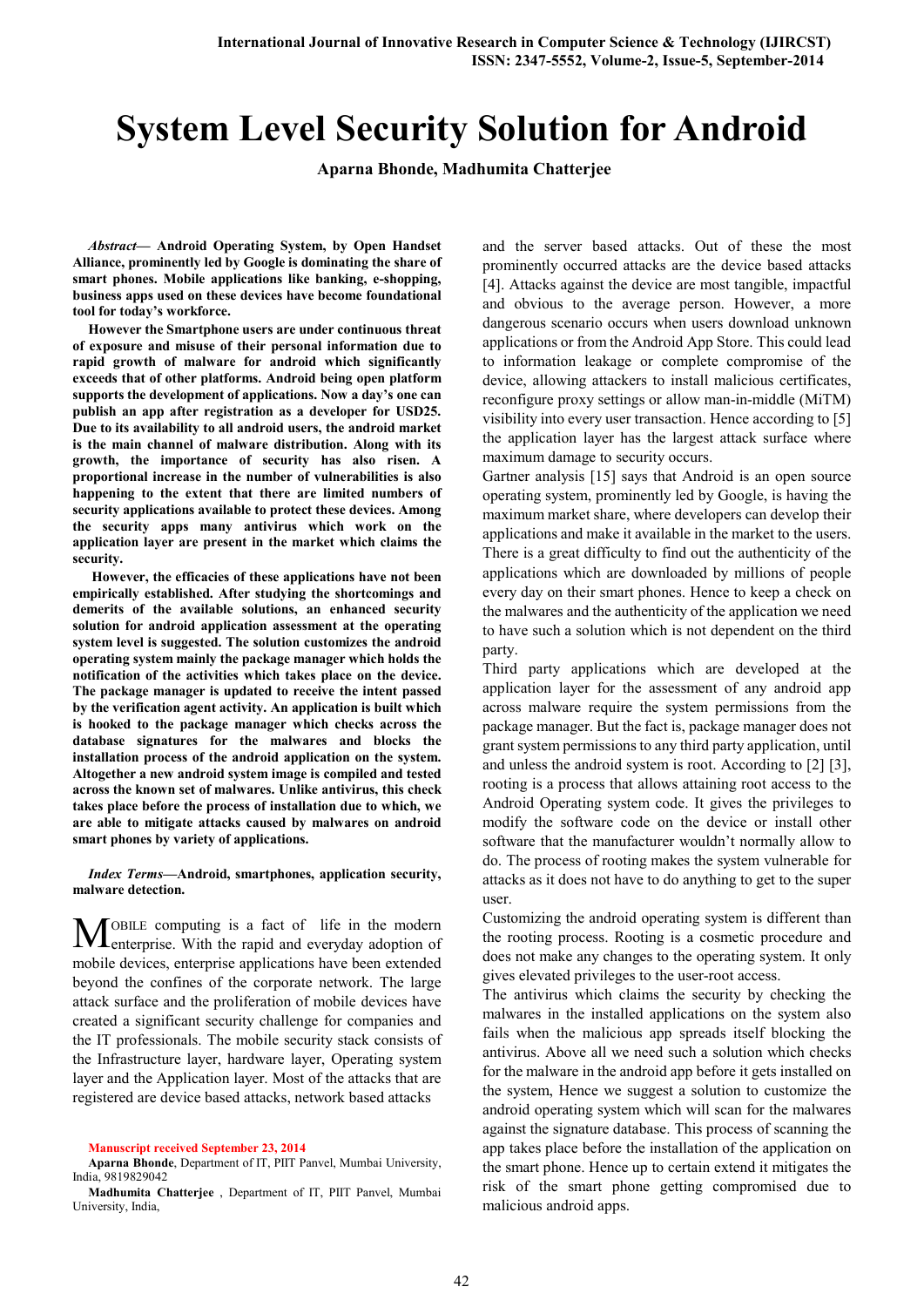# System Level Security Solution for Android

**Aparna Bhonde, Madhumita Chatterjee**

***Abstract*— Android Operating System, by Open Handset Alliance, prominently led by Google is dominating the share of smart phones. Mobile applications like banking, e-shopping, business apps used on these devices have become foundational tool for today's workforce.**

**However the Smartphone users are under continuous threat of exposure and misuse of their personal information due to rapid growth of malware for android which significantly exceeds that of other platforms. Android being open platform supports the development of applications. Now a day's one can publish an app after registration as a developer for USD25. Due to its availability to all android users, the android market is the main channel of malware distribution. Along with its growth, the importance of security has also risen. A proportional increase in the number of vulnerabilities is also happening to the extent that there are limited numbers of security applications available to protect these devices. Among the security apps many antivirus which work on the application layer are present in the market which claims the security.**

**However, the efficacies of these applications have not been empirically established. After studying the shortcomings and demerits of the available solutions, an enhanced security solution for android application assessment at the operating system level is suggested. The solution customizes the android operating system mainly the package manager which holds the notification of the activities which takes place on the device. The package manager is updated to receive the intent passed by the verification agent activity. An application is built which is hooked to the package manager which checks across the database signatures for the malwares and blocks the installation process of the android application on the system. Altogether a new android system image is compiled and tested across the known set of malwares. Unlike antivirus, this check takes place before the process of installation due to which, we are able to mitigate attacks caused by malwares on android smart phones by variety of applications.**

***Index Terms*—Android, smartphones, application security, malware detection.**

MOBILE computing is a fact of life in the modern enterprise. With the rapid and everyday adoption of mobile devices, enterprise applications have been extended beyond the confines of the corporate network. The large attack surface and the proliferation of mobile devices have created a significant security challenge for companies and the IT professionals. The mobile security stack consists of the Infrastructure layer, hardware layer, Operating system layer and the Application layer. Most of the attacks that are registered are device based attacks, network based attacks and the server based attacks. Out of these the most prominently occurred attacks are the device based attacks [4]. Attacks against the device are most tangible, impactful and obvious to the average person. However, a more dangerous scenario occurs when users download unknown applications or from the Android App Store. This could lead to information leakage or complete compromise of the device, allowing attackers to install malicious certificates, reconfigure proxy settings or allow man-in-middle (MiTM) visibility into every user transaction. Hence according to [5] the application layer has the largest attack surface where maximum damage to security occurs.

Gartner analysis [15] says that Android is an open source operating system, prominently led by Google, is having the maximum market share, where developers can develop their applications and make it available in the market to the users. There is a great difficulty to find out the authenticity of the applications which are downloaded by millions of people every day on their smart phones. Hence to keep a check on the malwares and the authenticity of the application we need to have such a solution which is not dependent on the third party.

Third party applications which are developed at the application layer for the assessment of any android app across malware require the system permissions from the package manager. But the fact is, package manager does not grant system permissions to any third party application, until and unless the android system is root. According to [2] [3], rooting is a process that allows attaining root access to the Android Operating system code. It gives the privileges to modify the software code on the device or install other software that the manufacturer wouldn't normally allow to do. The process of rooting makes the system vulnerable for attacks as it does not have to do anything to get to the super user.

Customizing the android operating system is different than the rooting process. Rooting is a cosmetic procedure and does not make any changes to the operating system. It only gives elevated privileges to the user-root access.

The antivirus which claims the security by checking the malwares in the installed applications on the system also fails when the malicious app spreads itself blocking the antivirus. Above all we need such a solution which checks for the malware in the android app before it gets installed on the system, Hence we suggest a solution to customize the android operating system which will scan for the malwares against the signature database. This process of scanning the app takes place before the installation of the application on the smart phone. Hence up to certain extend it mitigates the risk of the smart phone getting compromised due to malicious android apps.

Manuscript received September 23, 2014

**Aparna Bhonde**, Department of IT, PIIT Panvel, Mumbai University, India, 9819829042

**Madhumita Chatterjee** , Department of IT, PIIT Panvel, Mumbai University, India,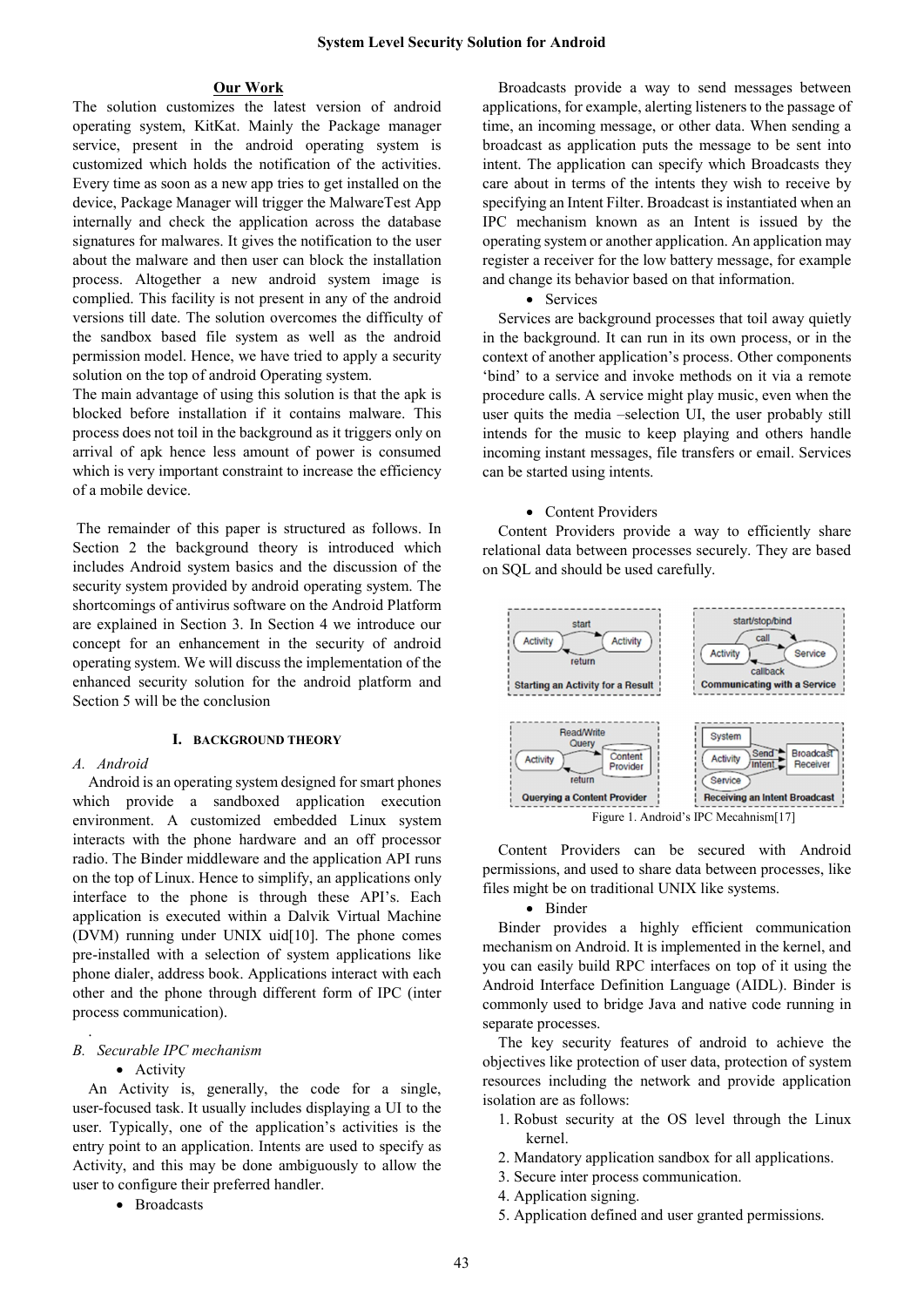## Our Work

The solution customizes the latest version of android operating system, KitKat. Mainly the Package manager service, present in the android operating system is customized which holds the notification of the activities. Every time as soon as a new app tries to get installed on the device, Package Manager will trigger the MalwareTest App internally and check the application across the database signatures for malwares. It gives the notification to the user about the malware and then user can block the installation process. Altogether a new android system image is complied. This facility is not present in any of the android versions till date. The solution overcomes the difficulty of the sandbox based file system as well as the android permission model. Hence, we have tried to apply a security solution on the top of android Operating system.

The main advantage of using this solution is that the apk is blocked before installation if it contains malware. This process does not toil in the background as it triggers only on arrival of apk hence less amount of power is consumed which is very important constraint to increase the efficiency of a mobile device.

The remainder of this paper is structured as follows. In Section 2 the background theory is introduced which includes Android system basics and the discussion of the security system provided by android operating system. The shortcomings of antivirus software on the Android Platform are explained in Section 3. In Section 4 we introduce our concept for an enhancement in the security of android operating system. We will discuss the implementation of the enhanced security solution for the android platform and Section 5 will be the conclusion

# I. BACKGROUND THEORY

### *A. Android*

Android is an operating system designed for smart phones which provide a sandboxed application execution environment. A customized embedded Linux system interacts with the phone hardware and an off processor radio. The Binder middleware and the application API runs on the top of Linux. Hence to simplify, an applications only interface to the phone is through these API's. Each application is executed within a Dalvik Virtual Machine (DVM) running under UNIX uid[10]. The phone comes pre-installed with a selection of system applications like phone dialer, address book. Applications interact with each other and the phone through different form of IPC (inter process communication).

### *B. Securable IPC mechanism*

- Activity

An Activity is, generally, the code for a single, user-focused task. It usually includes displaying a UI to the user. Typically, one of the application's activities is the entry point to an application. Intents are used to specify as Activity, and this may be done ambiguously to allow the user to configure their preferred handler.

- Broadcasts

Broadcasts provide a way to send messages between applications, for example, alerting listeners to the passage of time, an incoming message, or other data. When sending a broadcast as application puts the message to be sent into intent. The application can specify which Broadcasts they care about in terms of the intents they wish to receive by specifying an Intent Filter. Broadcast is instantiated when an IPC mechanism known as an Intent is issued by the operating system or another application. An application may register a receiver for the low battery message, for example and change its behavior based on that information.

- Services

Services are background processes that toil away quietly in the background. It can run in its own process, or in the context of another application's process. Other components 'bind' to a service and invoke methods on it via a remote procedure calls. A service might play music, even when the user quits the media –selection UI, the user probably still intends for the music to keep playing and others handle incoming instant messages, file transfers or email. Services can be started using intents.

- Content Providers

Content Providers provide a way to efficiently share relational data between processes securely. They are based on SQL and should be used carefully.

Figure 1. Android's IPC Mecahnism[17]

Content Providers can be secured with Android permissions, and used to share data between processes, like files might be on traditional UNIX like systems.

- Binder

Binder provides a highly efficient communication mechanism on Android. It is implemented in the kernel, and you can easily build RPC interfaces on top of it using the Android Interface Definition Language (AIDL). Binder is commonly used to bridge Java and native code running in separate processes.

The key security features of android to achieve the objectives like protection of user data, protection of system resources including the network and provide application isolation are as follows:

1. Robust security at the OS level through the Linux kernel.
2. Mandatory application sandbox for all applications.
3. Secure inter process communication.
4. Application signing.
5. Application defined and user granted permissions.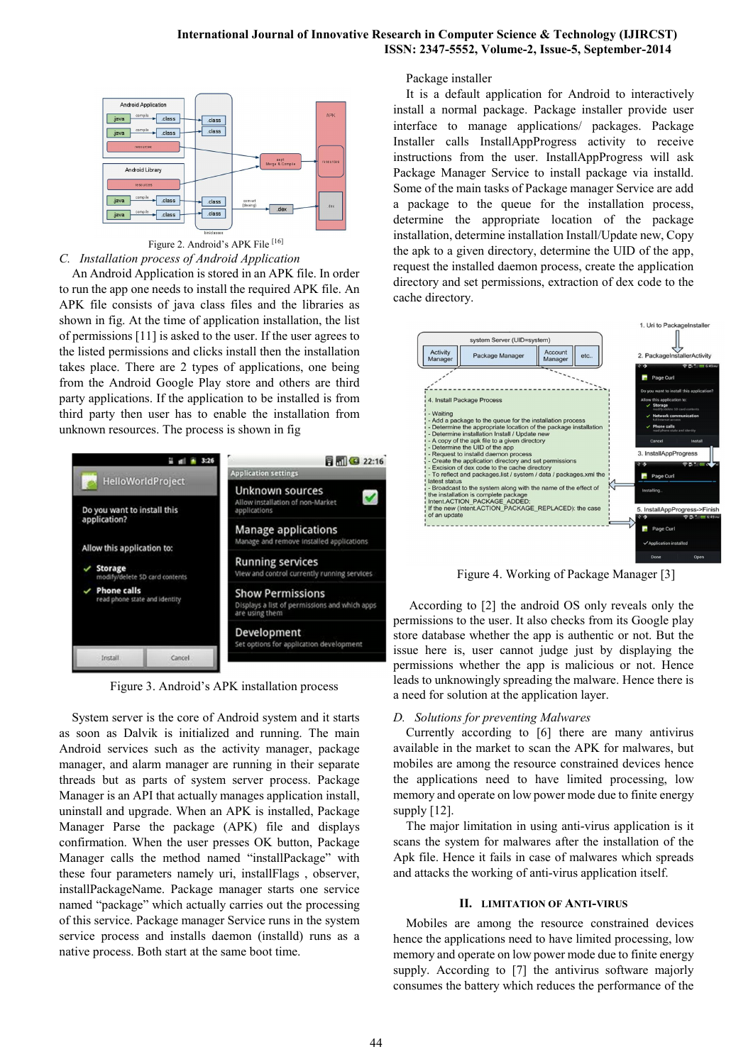Figure 2. Android's APK File [16]

### C. *Installation process of Android Application*

An Android Application is stored in an APK file. In order to run the app one needs to install the required APK file. An APK file consists of java class files and the libraries as shown in fig. At the time of application installation, the list of permissions [11] is asked to the user. If the user agrees to the listed permissions and clicks install then the installation takes place. There are 2 types of applications, one being from the Android Google Play store and others are third party applications. If the application to be installed is from third party then user has to enable the installation from unknown resources. The process is shown in fig

Figure 3. Android's APK installation process

System server is the core of Android system and it starts as soon as Dalvik is initialized and running. The main Android services such as the activity manager, package manager, and alarm manager are running in their separate threads but as parts of system server process. Package Manager is an API that actually manages application install, uninstall and upgrade. When an APK is installed, Package Manager Parse the package (APK) file and displays confirmation. When the user presses OK button, Package Manager calls the method named "installPackage" with these four parameters namely uri, installFlags , observer, installPackageName. Package manager starts one service named "package" which actually carries out the processing of this service. Package manager Service runs in the system service process and installs daemon (installd) runs as a native process. Both start at the same boot time.

Package installer

It is a default application for Android to interactively install a normal package. Package installer provide user interface to manage applications/ packages. Package Installer calls InstallAppProgress activity to receive instructions from the user. InstallAppProgress will ask Package Manager Service to install package via installd. Some of the main tasks of Package manager Service are add a package to the queue for the installation process, determine the appropriate location of the package installation, determine installation Install/Update new, Copy the apk to a given directory, determine the UID of the app, request the installed daemon process, create the application directory and set permissions, extraction of dex code to the cache directory.

Figure 4. Working of Package Manager [3]

According to [2] the android OS only reveals only the permissions to the user. It also checks from its Google play store database whether the app is authentic or not. But the issue here is, user cannot judge just by displaying the permissions whether the app is malicious or not. Hence leads to unknowingly spreading the malware. Hence there is a need for solution at the application layer.

### D. *Solutions for preventing Malwares*

Currently according to [6] there are many antivirus available in the market to scan the APK for malwares, but mobiles are among the resource constrained devices hence the applications need to have limited processing, low memory and operate on low power mode due to finite energy supply [12].

The major limitation in using anti-virus application is it scans the system for malwares after the installation of the Apk file. Hence it fails in case of malwares which spreads and attacks the working of anti-virus application itself.

## II. LIMITATION OF ANTI-VIRUS

Mobiles are among the resource constrained devices hence the applications need to have limited processing, low memory and operate on low power mode due to finite energy supply. According to [7] the antivirus software majorly consumes the battery which reduces the performance of the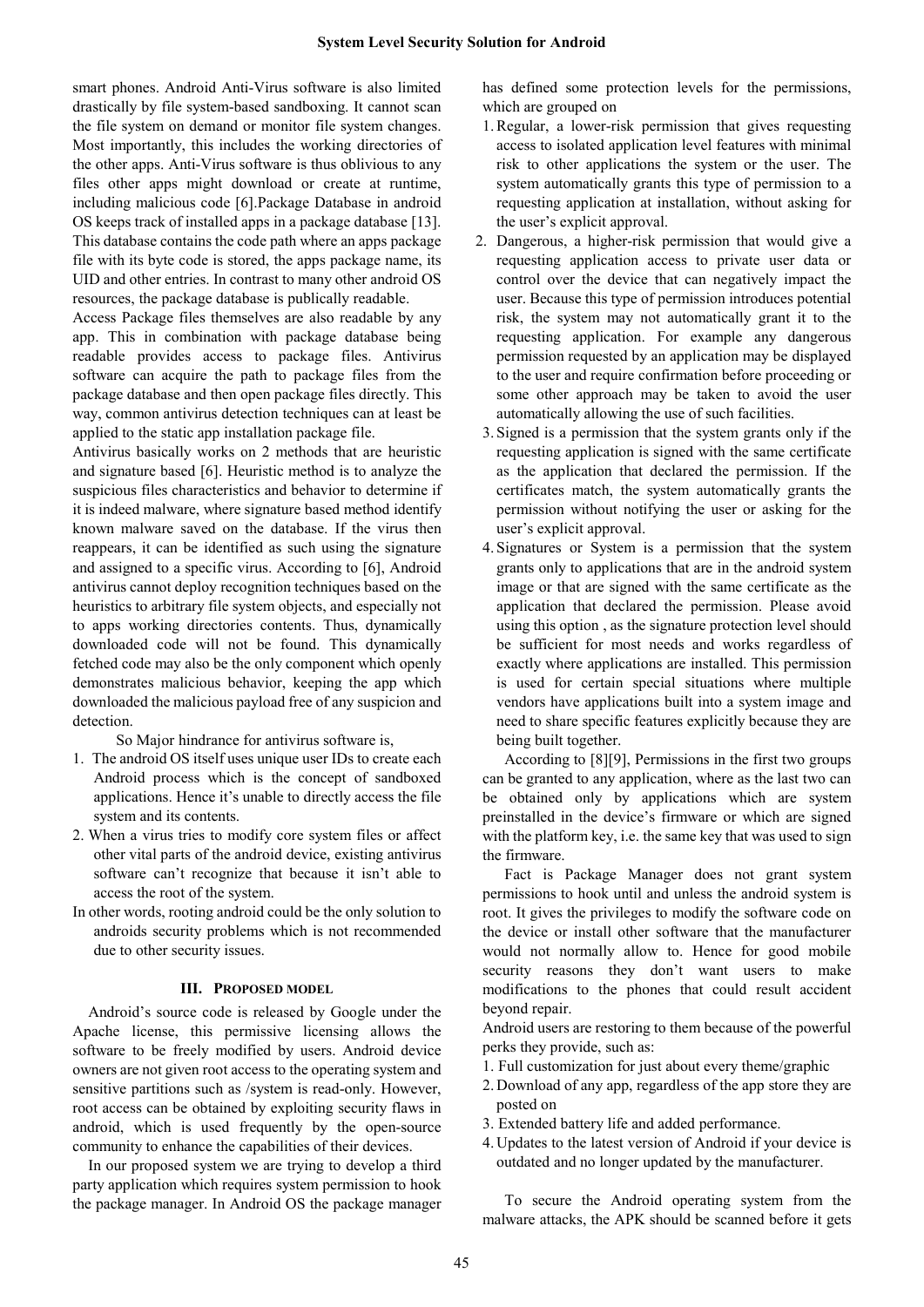smart phones. Android Anti-Virus software is also limited drastically by file system-based sandboxing. It cannot scan the file system on demand or monitor file system changes. Most importantly, this includes the working directories of the other apps. Anti-Virus software is thus oblivious to any files other apps might download or create at runtime, including malicious code [6].Package Database in android OS keeps track of installed apps in a package database [13]. This database contains the code path where an apps package file with its byte code is stored, the apps package name, its UID and other entries. In contrast to many other android OS resources, the package database is publically readable.

Access Package files themselves are also readable by any app. This in combination with package database being readable provides access to package files. Antivirus software can acquire the path to package files from the package database and then open package files directly. This way, common antivirus detection techniques can at least be applied to the static app installation package file.

Antivirus basically works on 2 methods that are heuristic and signature based [6]. Heuristic method is to analyze the suspicious files characteristics and behavior to determine if it is indeed malware, where signature based method identify known malware saved on the database. If the virus then reappears, it can be identified as such using the signature and assigned to a specific virus. According to [6], Android antivirus cannot deploy recognition techniques based on the heuristics to arbitrary file system objects, and especially not to apps working directories contents. Thus, dynamically downloaded code will not be found. This dynamically fetched code may also be the only component which openly demonstrates malicious behavior, keeping the app which downloaded the malicious payload free of any suspicion and detection.

So Major hindrance for antivirus software is,

1. The android OS itself uses unique user IDs to create each Android process which is the concept of sandboxed applications. Hence it's unable to directly access the file system and its contents.
2. When a virus tries to modify core system files or affect other vital parts of the android device, existing antivirus software can't recognize that because it isn't able to access the root of the system.

In other words, rooting android could be the only solution to androids security problems which is not recommended due to other security issues.

## III. Proposed Model

Android's source code is released by Google under the Apache license, this permissive licensing allows the software to be freely modified by users. Android device owners are not given root access to the operating system and sensitive partitions such as /system is read-only. However, root access can be obtained by exploiting security flaws in android, which is used frequently by the open-source community to enhance the capabilities of their devices.

In our proposed system we are trying to develop a third party application which requires system permission to hook the package manager. In Android OS the package manager has defined some protection levels for the permissions, which are grouped on

1. Regular, a lower-risk permission that gives requesting access to isolated application level features with minimal risk to other applications the system or the user. The system automatically grants this type of permission to a requesting application at installation, without asking for the user's explicit approval.
2. Dangerous, a higher-risk permission that would give a requesting application access to private user data or control over the device that can negatively impact the user. Because this type of permission introduces potential risk, the system may not automatically grant it to the requesting application. For example any dangerous permission requested by an application may be displayed to the user and require confirmation before proceeding or some other approach may be taken to avoid the user automatically allowing the use of such facilities.
3. Signed is a permission that the system grants only if the requesting application is signed with the same certificate as the application that declared the permission. If the certificates match, the system automatically grants the permission without notifying the user or asking for the user's explicit approval.
4. Signatures or System is a permission that the system grants only to applications that are in the android system image or that are signed with the same certificate as the application that declared the permission. Please avoid using this option , as the signature protection level should be sufficient for most needs and works regardless of exactly where applications are installed. This permission is used for certain special situations where multiple vendors have applications built into a system image and need to share specific features explicitly because they are being built together.

According to [8][9], Permissions in the first two groups can be granted to any application, where as the last two can be obtained only by applications which are system preinstalled in the device's firmware or which are signed with the platform key, i.e. the same key that was used to sign the firmware.

Fact is Package Manager does not grant system permissions to hook until and unless the android system is root. It gives the privileges to modify the software code on the device or install other software that the manufacturer would not normally allow to. Hence for good mobile security reasons they don't want users to make modifications to the phones that could result accident beyond repair.

Android users are restoring to them because of the powerful perks they provide, such as:

1. Full customization for just about every theme/graphic
2. Download of any app, regardless of the app store they are posted on
3. Extended battery life and added performance.
4. Updates to the latest version of Android if your device is outdated and no longer updated by the manufacturer.

To secure the Android operating system from the malware attacks, the APK should be scanned before it gets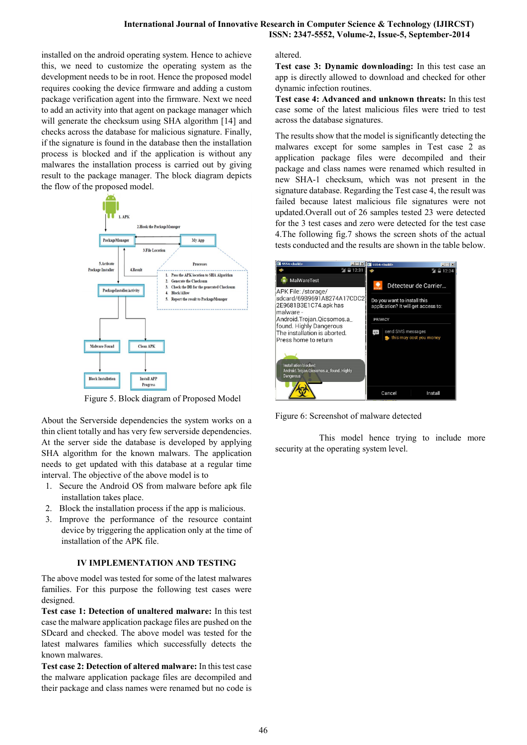installed on the android operating system. Hence to achieve this, we need to customize the operating system as the development needs to be in root. Hence the proposed model requires cooking the device firmware and adding a custom package verification agent into the firmware. Next we need to add an activity into that agent on package manager which will generate the checksum using SHA algorithm [14] and checks across the database for malicious signature. Finally, if the signature is found in the database then the installation process is blocked and if the application is without any malwares the installation process is carried out by giving result to the package manager. The block diagram depicts the flow of the proposed model.

Figure 5. Block diagram of Proposed Model

About the Serverside dependencies the system works on a thin client totally and has very few serverside dependencies. At the server side the database is developed by applying SHA algorithm for the known malwars. The application needs to get updated with this database at a regular time interval. The objective of the above model is to

1. Secure the Android OS from malware before apk file installation takes place.
2. Block the installation process if the app is malicious.
3. Improve the performance of the resource containt device by triggering the application only at the time of installation of the APK file.

## IV IMPLEMENTATION AND TESTING

The above model was tested for some of the latest malwares families. For this purpose the following test cases were designed.

**Test case 1: Detection of unaltered malware:** In this test case the malware application package files are pushed on the SDcard and checked. The above model was tested for the latest malwares families which successfully detects the known malwares.

**Test case 2: Detection of altered malware:** In this test case the malware application package files are decompiled and their package and class names were renamed but no code is altered.

**Test case 3: Dynamic downloading:** In this test case an app is directly allowed to download and checked for other dynamic infection routines.

**Test case 4: Advanced and unknown threats:** In this test case some of the latest malicious files were tried to test across the database signatures.

The results show that the model is significantly detecting the malwares except for some samples in Test case 2 as application package files were decompiled and their package and class names were renamed which resulted in new SHA-1 checksum, which was not present in the signature database. Regarding the Test case 4, the result was failed because latest malicious file signatures were not updated.Overall out of 26 samples tested 23 were detected for the 3 test cases and zero were detected for the test case 4.The following fig.7 shows the screen shots of the actual tests conducted and the results are shown in the table below.

Figure 6: Screenshot of malware detected

This model hence trying to include more security at the operating system level.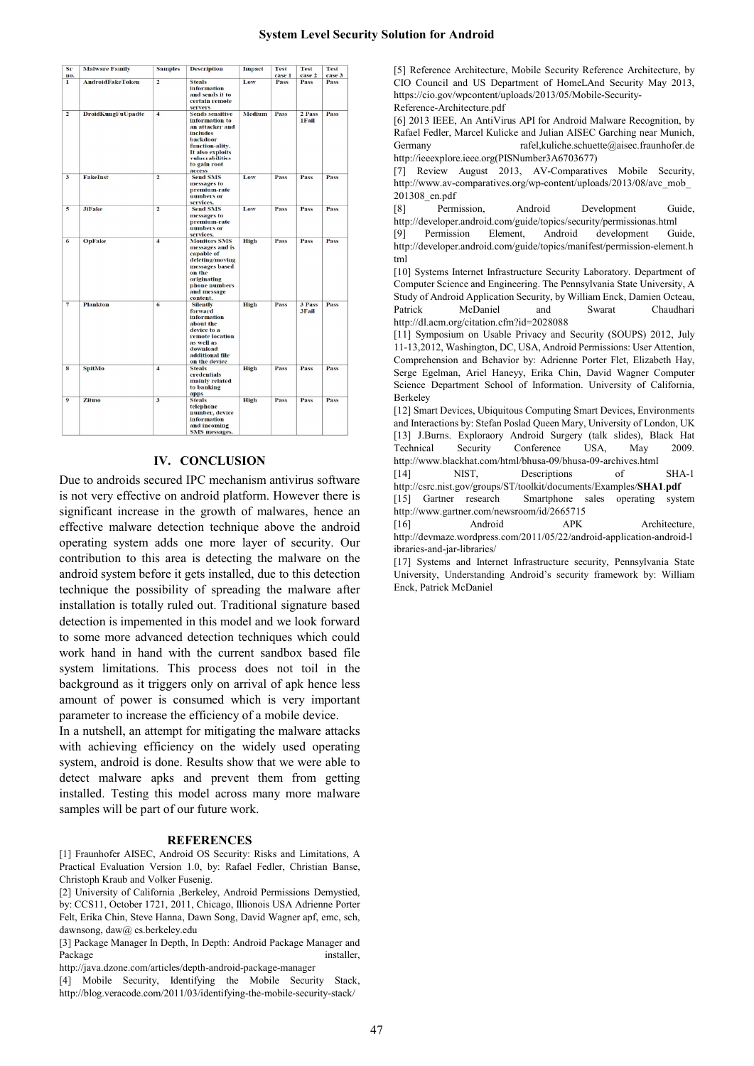| Sr no. | Malware Family | Samples | Description | Impact | Test case 1 | Test case 2 | Test case 3 |
|---|---|---|---|---|---|---|---|
| 1 | AndroidFakeToken | 2 | Steals information and sends it to certain remote servers | Low | Pass | Pass | Pass |
| 2 | DroidKungFuUpadte | 4 | Sends sensitive information to an attacker and includes backdoor function-ality. It also exploits vulnerabilities to gain root access | Medium | Pass | 2 Pass 1Fail | Pass |
| 3 | FakeInst | 2 | Send SMS messages to premium-rate numbers or services. | Low | Pass | Pass | Pass |
| 5 | JiFake | 2 | Send SMS messages to premium-rate numbers or services. | Low | Pass | Pass | Pass |
| 6 | OpFake | 4 | Monitors SMS messages and is capable of deleting/moving messages based on the originating phone numbers and message content. | High | Pass | Pass | Pass |
| 7 | Plankton | 6 | Silently forward information about the device to a remote location as well as download additional file on the device | High | Pass | 3 Pass 3Fail | Pass |
| 8 | SpitMo | 4 | Steals credentials mainly related to banking apps | High | Pass | Pass | Pass |
| 9 | Zitmo | 3 | Steals telephone number, device information and incoming SMS messages. | High | Pass | Pass | Pass |

## IV. CONCLUSION

Due to androids secured IPC mechanism antivirus software is not very effective on android platform. However there is significant increase in the growth of malwares, hence an effective malware detection technique above the android operating system adds one more layer of security. Our contribution to this area is detecting the malware on the android system before it gets installed, due to this detection technique the possibility of spreading the malware after installation is totally ruled out. Traditional signature based detection is impemented in this model and we look forward to some more advanced detection techniques which could work hand in hand with the current sandbox based file system limitations. This process does not toil in the background as it triggers only on arrival of apk hence less amount of power is consumed which is very important parameter to increase the efficiency of a mobile device.

In a nutshell, an attempt for mitigating the malware attacks with achieving efficiency on the widely used operating system, android is done. Results show that we were able to detect malware apks and prevent them from getting installed. Testing this model across many more malware samples will be part of our future work.

## REFERENCES

[1] Fraunhofer AISEC, Android OS Security: Risks and Limitations, A Practical Evaluation Version 1.0, by: Rafael Fedler, Christian Banse, Christoph Kraub and Volker Fusenig.

[2] University of California ,Berkeley, Android Permissions Demystied, by: CCS11, October 1721, 2011, Chicago, Illionois USA Adrienne Porter Felt, Erika Chin, Steve Hanna, Dawn Song, David Wagner apf, emc, sch, dawnsong, daw@ cs.berkeley.edu

[3] Package Manager In Depth, In Depth: Android Package Manager and Package installer, http://java.dzone.com/articles/depth-android-package-manager

[4] Mobile Security, Identifying the Mobile Security Stack, http://blog.veracode.com/2011/03/identifying-the-mobile-security-stack/

[5] Reference Architecture, Mobile Security Reference Architecture, by CIO Council and US Department of HomeLAnd Security May 2013, https://cio.gov/wpcontent/uploads/2013/05/Mobile-Security-Reference-Architecture.pdf

[6] 2013 IEEE, An AntiVirus API for Android Malware Recognition, by Rafael Fedler, Marcel Kulicke and Julian AISEC Garching near Munich, Germany rafel,kuliche.schuette@aisec.fraunhofer.de http://ieeexplore.ieee.org(PISNumber3A6703677)

[7] Review August 2013, AV-Comparatives Mobile Security, http://www.av-comparatives.org/wp-content/uploads/2013/08/avc_mob_201308_en.pdf

[8] Permission, Android Development Guide, http://developer.android.com/guide/topics/security/permissionas.html

[9] Permission Element, Android development Guide, http://developer.android.com/guide/topics/manifest/permission-element.html

[10] Systems Internet Infrastructure Security Laboratory. Department of Computer Science and Engineering. The Pennsylvania State University, A Study of Android Application Security, by William Enck, Damien Octeau, Patrick McDaniel and Swarat Chaudhari http://dl.acm.org/citation.cfm?id=2028088

[11] Symposium on Usable Privacy and Security (SOUPS) 2012, July 11-13,2012, Washington, DC, USA, Android Permissions: User Attention, Comprehension and Behavior by: Adrienne Porter Flet, Elizabeth Hay, Serge Egelman, Ariel Haneyy, Erika Chin, David Wagner Computer Science Department School of Information. University of California, Berkeley

[12] Smart Devices, Ubiquitous Computing Smart Devices, Environments and Interactions by: Stefan Poslad Queen Mary, University of London, UK

[13] J.Burns. Exploraory Android Surgery (talk slides), Black Hat Technical Security Conference USA, May 2009. http://www.blackhat.com/html/bhusa-09/bhusa-09-archives.html

[14] NIST, Descriptions of SHA-1 http://csrc.nist.gov/groups/ST/toolkit/documents/Examples/**SHA1**.**pdf**

[15] Gartner research Smartphone sales operating system http://www.gartner.com/newsroom/id/2665715

[16] Android APK Architecture, http://devmaze.wordpress.com/2011/05/22/android-application-android-libraries-and-jar-libraries/

[17] Systems and Internet Infrastructure security, Pennsylvania State University, Understanding Android's security framework by: William Enck, Patrick McDaniel